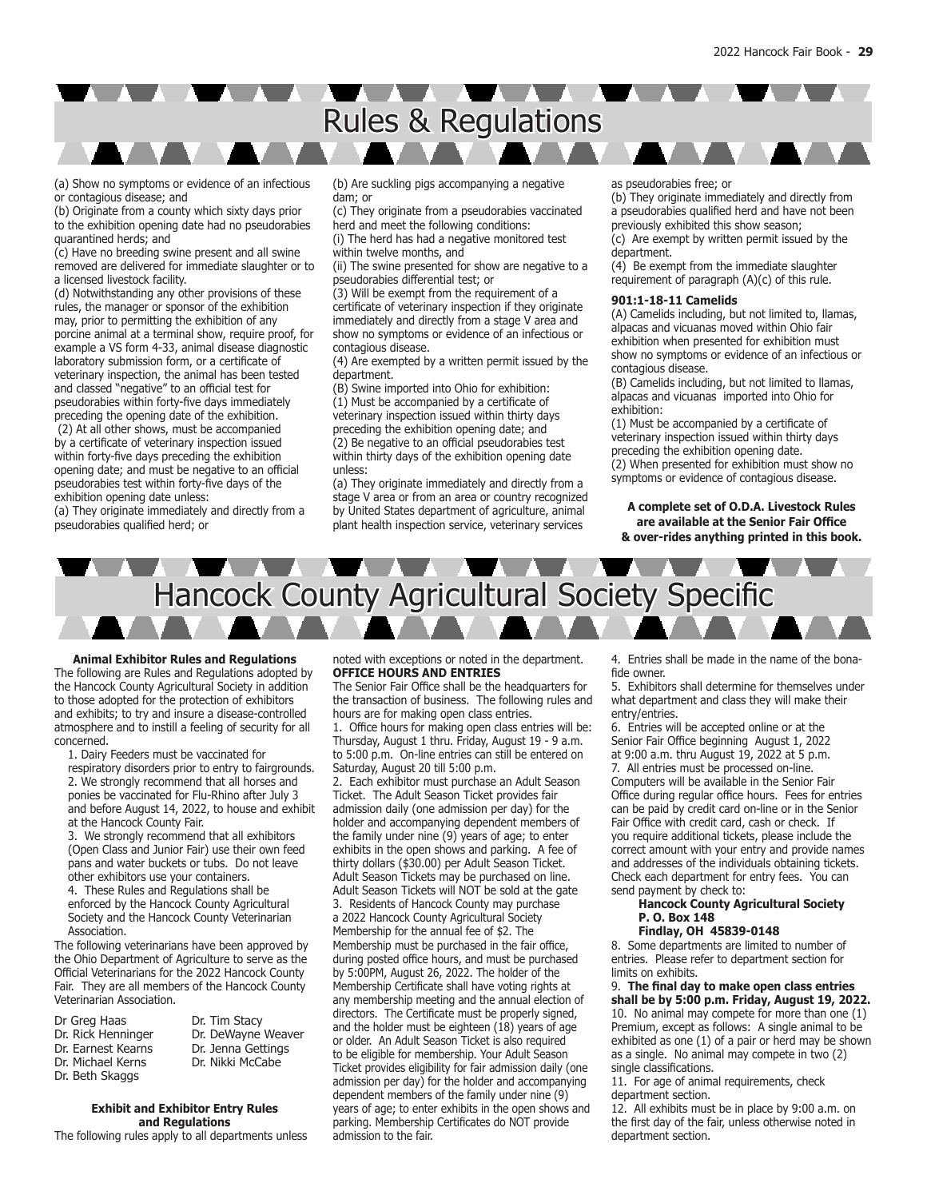# Rules & Regulations

(a) Show no symptoms or evidence of an infectious or contagious disease; and

(b) Originate from a county which sixty days prior to the exhibition opening date had no pseudorabies quarantined herds; and

(c) Have no breeding swine present and all swine removed are delivered for immediate slaughter or to a licensed livestock facility.

(d) Notwithstanding any other provisions of these rules, the manager or sponsor of the exhibition may, prior to permitting the exhibition of any porcine animal at a terminal show, require proof, for example a VS form 4-33, animal disease diagnostic laboratory submission form, or a certificate of veterinary inspection, the animal has been tested and classed "negative" to an official test for pseudorabies within forty-five days immediately preceding the opening date of the exhibition.

(2) At all other shows, must be accompanied by a certificate of veterinary inspection issued within forty-five days preceding the exhibition opening date; and must be negative to an official pseudorabies test within forty-five days of the exhibition opening date unless:

(a) They originate immediately and directly from a pseudorabies qualified herd; or

(b) Are suckling pigs accompanying a negative dam; or

(c) They originate from a pseudorabies vaccinated herd and meet the following conditions:

(i) The herd has had a negative monitored test within twelve months, and

(ii) The swine presented for show are negative to a pseudorabies differential test; or

(3) Will be exempt from the requirement of a certificate of veterinary inspection if they originate immediately and directly from a stage V area and show no symptoms or evidence of an infectious or contagious disease.

(4) Are exempted by a written permit issued by the department.

(B) Swine imported into Ohio for exhibition:

(1) Must be accompanied by a certificate of veterinary inspection issued within thirty days preceding the exhibition opening date; and

(2) Be negative to an official pseudorabies test within thirty days of the exhibition opening date unless:

(a) They originate immediately and directly from a stage V area or from an area or country recognized by United States department of agriculture, animal plant health inspection service, veterinary services as pseudorabies free; or

(b) They originate immediately and directly from a pseudorabies qualified herd and have not been previously exhibited this show season;

(c) Are exempt by written permit issued by the department.

(4) Be exempt from the immediate slaughter requirement of paragraph (A)(c) of this rule.

**901:1-18-11 Camelids**

(A) Camelids including, but not limited to, llamas, alpacas and vicuanas moved within Ohio fair exhibition when presented for exhibition must show no symptoms or evidence of an infectious or contagious disease.

(B) Camelids including, but not limited to llamas, alpacas and vicuanas imported into Ohio for exhibition:

(1) Must be accompanied by a certificate of veterinary inspection issued within thirty days preceding the exhibition opening date.

(2) When presented for exhibition must show no symptoms or evidence of contagious disease.

**A complete set of O.D.A. Livestock Rules are available at the Senior Fair Office & over-rides anything printed in this book.**

# Hancock County Agricultural Society Specific

**Animal Exhibitor Rules and Regulations**

The following are Rules and Regulations adopted by the Hancock County Agricultural Society in addition to those adopted for the protection of exhibitors and exhibits; to try and insure a disease-controlled atmosphere and to instill a feeling of security for all concerned.

1. Dairy Feeders must be vaccinated for respiratory disorders prior to entry to fairgrounds.
2. We strongly recommend that all horses and ponies be vaccinated for Flu-Rhino after July 3 and before August 14, 2022, to house and exhibit at the Hancock County Fair.
3. We strongly recommend that all exhibitors (Open Class and Junior Fair) use their own feed pans and water buckets or tubs. Do not leave other exhibitors use your containers.
4. These Rules and Regulations shall be enforced by the Hancock County Agricultural Society and the Hancock County Veterinarian Association.

The following veterinarians have been approved by the Ohio Department of Agriculture to serve as the Official Veterinarians for the 2022 Hancock County Fair. They are all members of the Hancock County Veterinarian Association.

- Dr Greg Haas
- Dr. Rick Henninger
- Dr. Earnest Kearns
- Dr. Michael Kerns
- Dr. Beth Skaggs
- Dr. Tim Stacy
- Dr. DeWayne Weaver
- Dr. Jenna Gettings
- Dr. Nikki McCabe

**Exhibit and Exhibitor Entry Rules and Regulations**

The following rules apply to all departments unless noted with exceptions or noted in the department.

**OFFICE HOURS AND ENTRIES**

The Senior Fair Office shall be the headquarters for the transaction of business. The following rules and hours are for making open class entries.

1. Office hours for making open class entries will be: Thursday, August 1 thru. Friday, August 19 - 9 a.m. to 5:00 p.m. On-line entries can still be entered on Saturday, August 20 till 5:00 p.m.
2. Each exhibitor must purchase an Adult Season Ticket. The Adult Season Ticket provides fair admission daily (one admission per day) for the holder and accompanying dependent members of the family under nine (9) years of age; to enter exhibits in the open shows and parking. A fee of thirty dollars ($30.00) per Adult Season Ticket. Adult Season Tickets may be purchased on line. Adult Season Tickets will NOT be sold at the gate
3. Residents of Hancock County may purchase a 2022 Hancock County Agricultural Society Membership for the annual fee of $2. The Membership must be purchased in the fair office, during posted office hours, and must be purchased by 5:00PM, August 26, 2022. The holder of the Membership Certificate shall have voting rights at any membership meeting and the annual election of directors. The Certificate must be properly signed, and the holder must be eighteen (18) years of age or older. An Adult Season Ticket is also required to be eligible for membership. Your Adult Season Ticket provides eligibility for fair admission daily (one admission per day) for the holder and accompanying dependent members of the family under nine (9) years of age; to enter exhibits in the open shows and parking. Membership Certificates do NOT provide admission to the fair.
4. Entries shall be made in the name of the bona-fide owner.
5. Exhibitors shall determine for themselves under what department and class they will make their entry/entries.
6. Entries will be accepted online or at the Senior Fair Office beginning August 1, 2022 at 9:00 a.m. thru August 19, 2022 at 5 p.m.
7. All entries must be processed on-line. Computers will be available in the Senior Fair Office during regular office hours. Fees for entries can be paid by credit card on-line or in the Senior Fair Office with credit card, cash or check. If you require additional tickets, please include the correct amount with your entry and provide names and addresses of the individuals obtaining tickets. Check each department for entry fees. You can send payment by check to:

   **Hancock County Agricultural Society**
   **P. O. Box 148**
   **Findlay, OH 45839-0148**
8. Some departments are limited to number of entries. Please refer to department section for limits on exhibits.
9. **The final day to make open class entries shall be by 5:00 p.m. Friday, August 19, 2022.**
10. No animal may compete for more than one (1) Premium, except as follows: A single animal to be exhibited as one (1) of a pair or herd may be shown as a single. No animal may compete in two (2) single classifications.
11. For age of animal requirements, check department section.
12. All exhibits must be in place by 9:00 a.m. on the first day of the fair, unless otherwise noted in department section.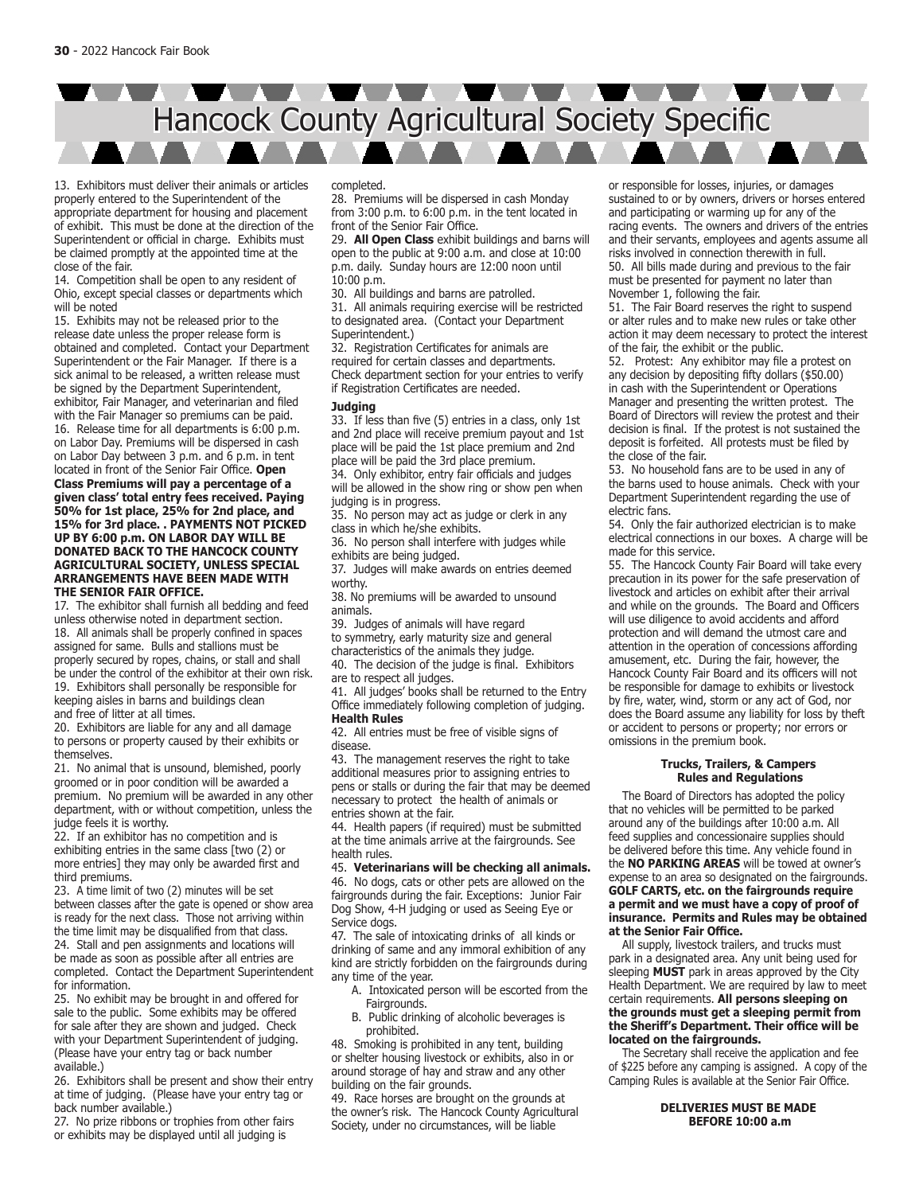# Hancock County Agricultural Society Specific

13. Exhibitors must deliver their animals or articles properly entered to the Superintendent of the appropriate department for housing and placement of exhibit. This must be done at the direction of the Superintendent or official in charge. Exhibits must be claimed promptly at the appointed time at the close of the fair.

14. Competition shall be open to any resident of Ohio, except special classes or departments which will be noted

15. Exhibits may not be released prior to the release date unless the proper release form is obtained and completed. Contact your Department Superintendent or the Fair Manager. If there is a sick animal to be released, a written release must be signed by the Department Superintendent, exhibitor, Fair Manager, and veterinarian and filed with the Fair Manager so premiums can be paid.

16. Release time for all departments is 6:00 p.m. on Labor Day. Premiums will be dispersed in cash on Labor Day between 3 p.m. and 6 p.m. in tent located in front of the Senior Fair Office. **Open Class Premiums will pay a percentage of a given class' total entry fees received. Paying 50% for 1st place, 25% for 2nd place, and 15% for 3rd place. . PAYMENTS NOT PICKED UP BY 6:00 p.m. ON LABOR DAY WILL BE DONATED BACK TO THE HANCOCK COUNTY AGRICULTURAL SOCIETY, UNLESS SPECIAL ARRANGEMENTS HAVE BEEN MADE WITH THE SENIOR FAIR OFFICE.**

17. The exhibitor shall furnish all bedding and feed unless otherwise noted in department section.

18. All animals shall be properly confined in spaces assigned for same. Bulls and stallions must be properly secured by ropes, chains, or stall and shall be under the control of the exhibitor at their own risk.

19. Exhibitors shall personally be responsible for keeping aisles in barns and buildings clean and free of litter at all times.

20. Exhibitors are liable for any and all damage to persons or property caused by their exhibits or themselves.

21. No animal that is unsound, blemished, poorly groomed or in poor condition will be awarded a premium. No premium will be awarded in any other department, with or without competition, unless the judge feels it is worthy.

22. If an exhibitor has no competition and is exhibiting entries in the same class [two (2) or more entries] they may only be awarded first and third premiums.

23. A time limit of two (2) minutes will be set between classes after the gate is opened or show area is ready for the next class. Those not arriving within the time limit may be disqualified from that class.

24. Stall and pen assignments and locations will be made as soon as possible after all entries are completed. Contact the Department Superintendent for information.

25. No exhibit may be brought in and offered for sale to the public. Some exhibits may be offered for sale after they are shown and judged. Check with your Department Superintendent of judging. (Please have your entry tag or back number available.)

26. Exhibitors shall be present and show their entry at time of judging. (Please have your entry tag or back number available.)

27. No prize ribbons or trophies from other fairs or exhibits may be displayed until all judging is completed.

28. Premiums will be dispersed in cash Monday from 3:00 p.m. to 6:00 p.m. in the tent located in front of the Senior Fair Office.

29. **All Open Class** exhibit buildings and barns will open to the public at 9:00 a.m. and close at 10:00 p.m. daily. Sunday hours are 12:00 noon until 10:00 p.m.

30. All buildings and barns are patrolled.

31. All animals requiring exercise will be restricted to designated area. (Contact your Department Superintendent.)

32. Registration Certificates for animals are required for certain classes and departments. Check department section for your entries to verify if Registration Certificates are needed.

**Judging**

33. If less than five (5) entries in a class, only 1st and 2nd place will receive premium payout and 1st place will be paid the 1st place premium and 2nd place will be paid the 3rd place premium.

34. Only exhibitor, entry fair officials and judges will be allowed in the show ring or show pen when judging is in progress.

35. No person may act as judge or clerk in any class in which he/she exhibits.

36. No person shall interfere with judges while exhibits are being judged.

37. Judges will make awards on entries deemed worthy.

38. No premiums will be awarded to unsound animals.

39. Judges of animals will have regard to symmetry, early maturity size and general characteristics of the animals they judge.

40. The decision of the judge is final. Exhibitors are to respect all judges.

41. All judges' books shall be returned to the Entry Office immediately following completion of judging.

**Health Rules**

42. All entries must be free of visible signs of disease.

43. The management reserves the right to take additional measures prior to assigning entries to pens or stalls or during the fair that may be deemed necessary to protect the health of animals or entries shown at the fair.

44. Health papers (if required) must be submitted at the time animals arrive at the fairgrounds. See health rules.

45. **Veterinarians will be checking all animals.**

46. No dogs, cats or other pets are allowed on the fairgrounds during the fair. Exceptions: Junior Fair Dog Show, 4-H judging or used as Seeing Eye or Service dogs.

47. The sale of intoxicating drinks of all kinds or drinking of same and any immoral exhibition of any kind are strictly forbidden on the fairgrounds during any time of the year.

   A. Intoxicated person will be escorted from the Fairgrounds.
   B. Public drinking of alcoholic beverages is prohibited.

48. Smoking is prohibited in any tent, building or shelter housing livestock or exhibits, also in or around storage of hay and straw and any other building on the fair grounds.

49. Race horses are brought on the grounds at the owner's risk. The Hancock County Agricultural Society, under no circumstances, will be liable or responsible for losses, injuries, or damages sustained to or by owners, drivers or horses entered and participating or warming up for any of the racing events. The owners and drivers of the entries and their servants, employees and agents assume all risks involved in connection therewith in full.

50. All bills made during and previous to the fair must be presented for payment no later than November 1, following the fair.

51. The Fair Board reserves the right to suspend or alter rules and to make new rules or take other action it may deem necessary to protect the interest of the fair, the exhibit or the public.

52. Protest: Any exhibitor may file a protest on any decision by depositing fifty dollars ($50.00) in cash with the Superintendent or Operations Manager and presenting the written protest. The Board of Directors will review the protest and their decision is final. If the protest is not sustained the deposit is forfeited. All protests must be filed by the close of the fair.

53. No household fans are to be used in any of the barns used to house animals. Check with your Department Superintendent regarding the use of electric fans.

54. Only the fair authorized electrician is to make electrical connections in our boxes. A charge will be made for this service.

55. The Hancock County Fair Board will take every precaution in its power for the safe preservation of livestock and articles on exhibit after their arrival and while on the grounds. The Board and Officers will use diligence to avoid accidents and afford protection and will demand the utmost care and attention in the operation of concessions affording amusement, etc. During the fair, however, the Hancock County Fair Board and its officers will not be responsible for damage to exhibits or livestock by fire, water, wind, storm or any act of God, nor does the Board assume any liability for loss by theft or accident to persons or property; nor errors or omissions in the premium book.

**Trucks, Trailers, & Campers Rules and Regulations**

The Board of Directors has adopted the policy that no vehicles will be permitted to be parked around any of the buildings after 10:00 a.m. All feed supplies and concessionaire supplies should be delivered before this time. Any vehicle found in the **NO PARKING AREAS** will be towed at owner's expense to an area so designated on the fairgrounds. **GOLF CARTS, etc. on the fairgrounds require a permit and we must have a copy of proof of insurance. Permits and Rules may be obtained at the Senior Fair Office.**

All supply, livestock trailers, and trucks must park in a designated area. Any unit being used for sleeping **MUST** park in areas approved by the City Health Department. We are required by law to meet certain requirements. **All persons sleeping on the grounds must get a sleeping permit from the Sheriff's Department. Their office will be located on the fairgrounds.**

The Secretary shall receive the application and fee of $225 before any camping is assigned. A copy of the Camping Rules is available at the Senior Fair Office.

**DELIVERIES MUST BE MADE BEFORE 10:00 a.m**